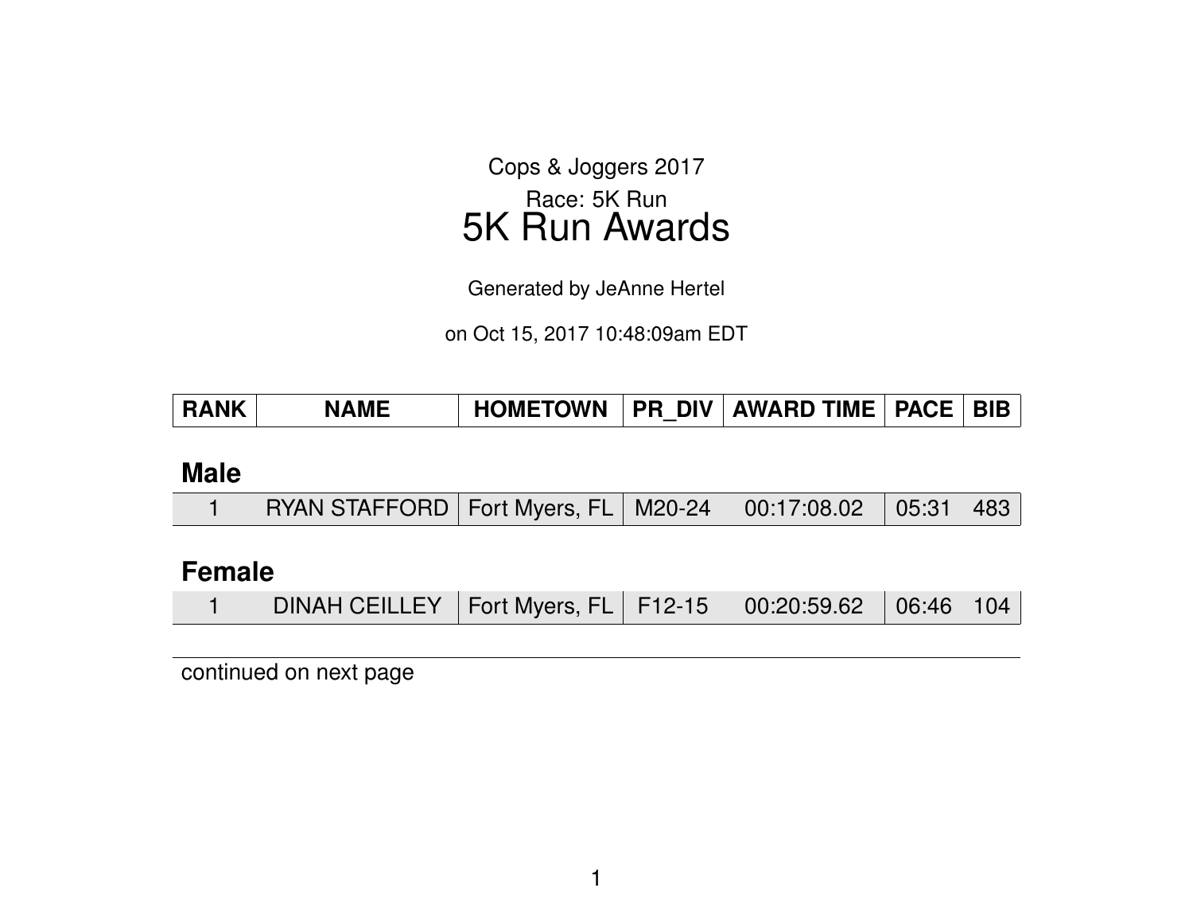Cops & Joggers 2017

Race: 5K Run

# 5K Run Awards

Generated by JeAnne Hertel

on Oct 15, 2017 10:48:09am EDT

| RANK | NAME | HOMETOWN | PR_DIV | AWARD TIME | PACE | BIB |
|---|---|---|---|---|---|---|
| **Male** | | | | | | |
| 1 | RYAN STAFFORD | Fort Myers, FL | M20-24 | 00:17:08.02 | 05:31 | 483 |
| **Female** | | | | | | |
| 1 | DINAH CEILLEY | Fort Myers, FL | F12-15 | 00:20:59.62 | 06:46 | 104 |

continued on next page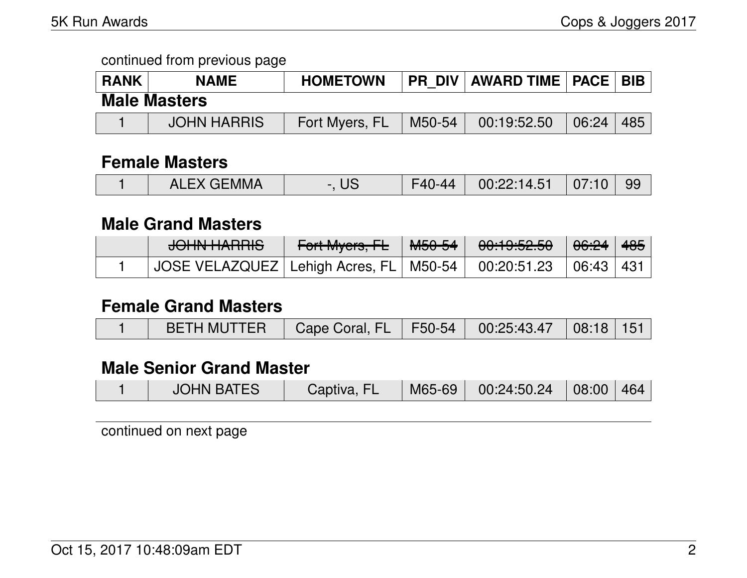continued from previous page

| RANK | NAME | HOMETOWN | PR_DIV | AWARD TIME | PACE | BIB |
|---|---|---|---|---|---|---|

### Male Masters

| RANK | NAME | HOMETOWN | PR_DIV | AWARD TIME | PACE | BIB |
|---|---|---|---|---|---|---|
| 1 | JOHN HARRIS | Fort Myers, FL | M50-54 | 00:19:52.50 | 06:24 | 485 |

### Female Masters

| RANK | NAME | HOMETOWN | PR_DIV | AWARD TIME | PACE | BIB |
|---|---|---|---|---|---|---|
| 1 | ALEX GEMMA | -, US | F40-44 | 00:22:14.51 | 07:10 | 99 |

### Male Grand Masters

| RANK | NAME | HOMETOWN | PR_DIV | AWARD TIME | PACE | BIB |
|---|---|---|---|---|---|---|
| | ~~JOHN HARRIS~~ | ~~Fort Myers, FL~~ | ~~M50-54~~ | ~~00:19:52.50~~ | ~~06:24~~ | ~~485~~ |
| 1 | JOSE VELAZQUEZ | Lehigh Acres, FL | M50-54 | 00:20:51.23 | 06:43 | 431 |

### Female Grand Masters

| RANK | NAME | HOMETOWN | PR_DIV | AWARD TIME | PACE | BIB |
|---|---|---|---|---|---|---|
| 1 | BETH MUTTER | Cape Coral, FL | F50-54 | 00:25:43.47 | 08:18 | 151 |

### Male Senior Grand Master

| RANK | NAME | HOMETOWN | PR_DIV | AWARD TIME | PACE | BIB |
|---|---|---|---|---|---|---|
| 1 | JOHN BATES | Captiva, FL | M65-69 | 00:24:50.24 | 08:00 | 464 |

continued on next page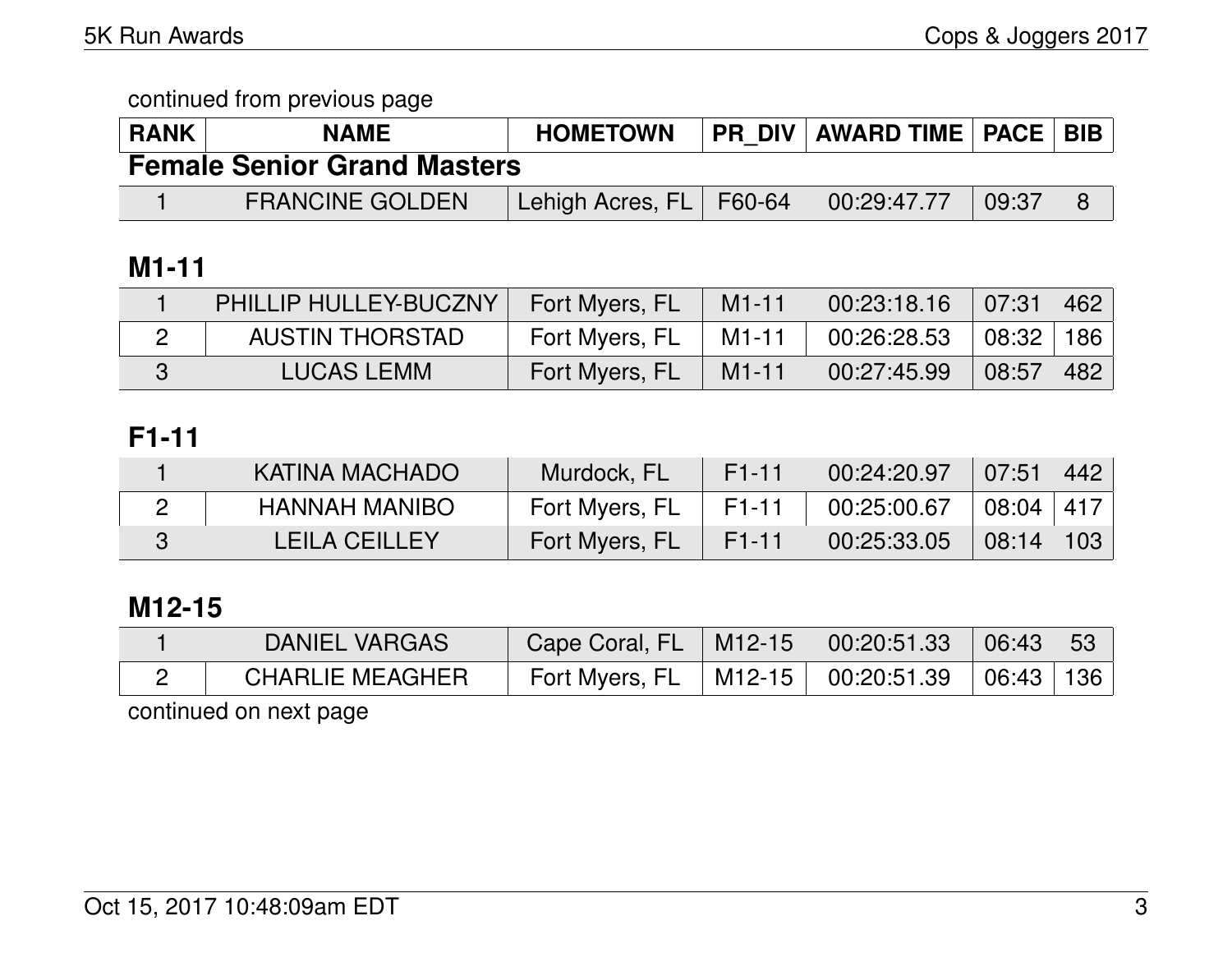continued from previous page

| RANK | NAME | HOMETOWN | PR_DIV | AWARD TIME | PACE | BIB |
|---|---|---|---|---|---|---|

## Female Senior Grand Masters

| RANK | NAME | HOMETOWN | PR_DIV | AWARD TIME | PACE | BIB |
|---|---|---|---|---|---|---|
| 1 | FRANCINE GOLDEN | Lehigh Acres, FL | F60-64 | 00:29:47.77 | 09:37 | 8 |

## M1-11

| RANK | NAME | HOMETOWN | PR_DIV | AWARD TIME | PACE | BIB |
|---|---|---|---|---|---|---|
| 1 | PHILLIP HULLEY-BUCZNY | Fort Myers, FL | M1-11 | 00:23:18.16 | 07:31 | 462 |
| 2 | AUSTIN THORSTAD | Fort Myers, FL | M1-11 | 00:26:28.53 | 08:32 | 186 |
| 3 | LUCAS LEMM | Fort Myers, FL | M1-11 | 00:27:45.99 | 08:57 | 482 |

## F1-11

| RANK | NAME | HOMETOWN | PR_DIV | AWARD TIME | PACE | BIB |
|---|---|---|---|---|---|---|
| 1 | KATINA MACHADO | Murdock, FL | F1-11 | 00:24:20.97 | 07:51 | 442 |
| 2 | HANNAH MANIBO | Fort Myers, FL | F1-11 | 00:25:00.67 | 08:04 | 417 |
| 3 | LEILA CEILLEY | Fort Myers, FL | F1-11 | 00:25:33.05 | 08:14 | 103 |

## M12-15

| RANK | NAME | HOMETOWN | PR_DIV | AWARD TIME | PACE | BIB |
|---|---|---|---|---|---|---|
| 1 | DANIEL VARGAS | Cape Coral, FL | M12-15 | 00:20:51.33 | 06:43 | 53 |
| 2 | CHARLIE MEAGHER | Fort Myers, FL | M12-15 | 00:20:51.39 | 06:43 | 136 |

continued on next page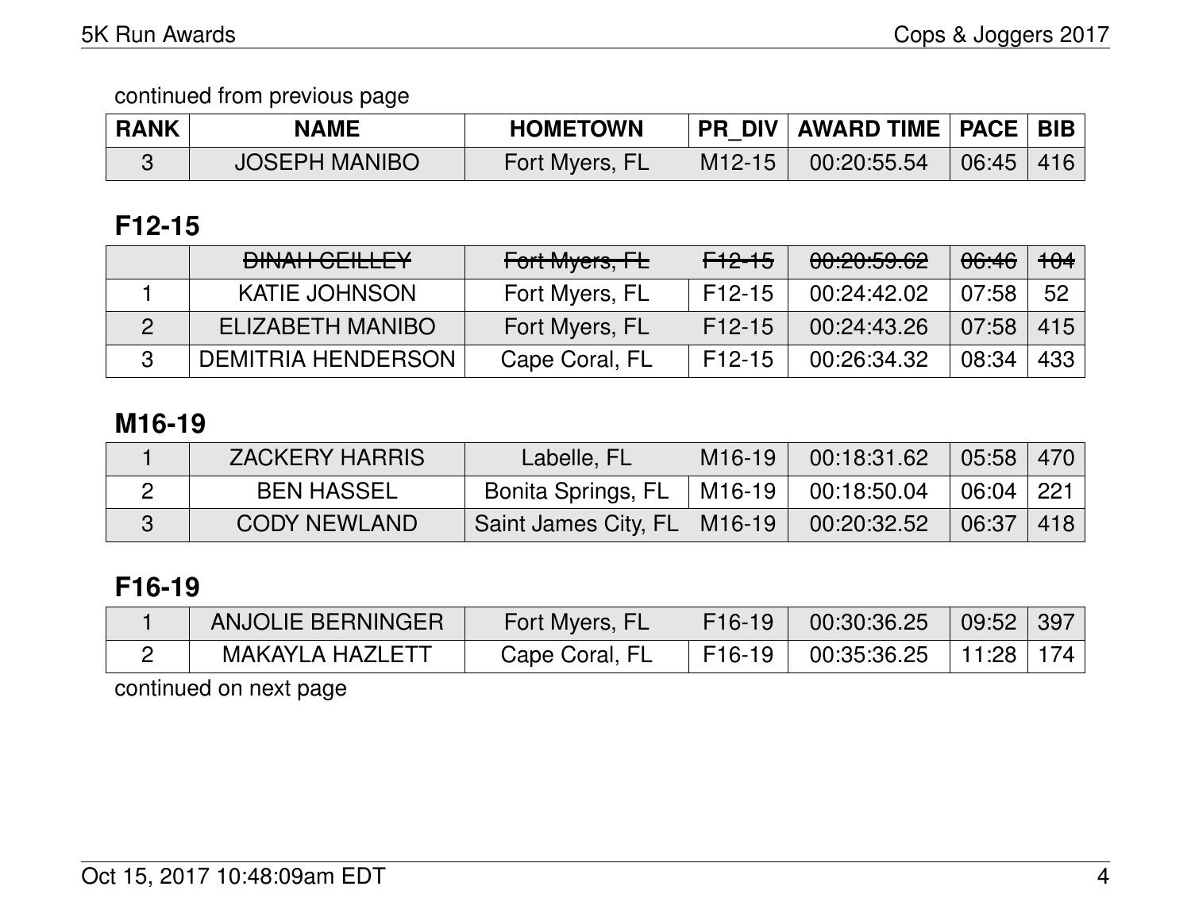continued from previous page

| RANK | NAME | HOMETOWN | PR_DIV | AWARD TIME | PACE | BIB |
|---|---|---|---|---|---|---|
| 3 | JOSEPH MANIBO | Fort Myers, FL | M12-15 | 00:20:55.54 | 06:45 | 416 |

## F12-15

| RANK | NAME | HOMETOWN | PR_DIV | AWARD TIME | PACE | BIB |
|---|---|---|---|---|---|---|
| | ~~DINAH CEILLEY~~ | ~~Fort Myers, FL~~ | ~~F12-15~~ | ~~00:20:59.62~~ | ~~06:46~~ | ~~104~~ |
| 1 | KATIE JOHNSON | Fort Myers, FL | F12-15 | 00:24:42.02 | 07:58 | 52 |
| 2 | ELIZABETH MANIBO | Fort Myers, FL | F12-15 | 00:24:43.26 | 07:58 | 415 |
| 3 | DEMITRIA HENDERSON | Cape Coral, FL | F12-15 | 00:26:34.32 | 08:34 | 433 |

## M16-19

| RANK | NAME | HOMETOWN | PR_DIV | AWARD TIME | PACE | BIB |
|---|---|---|---|---|---|---|
| 1 | ZACKERY HARRIS | Labelle, FL | M16-19 | 00:18:31.62 | 05:58 | 470 |
| 2 | BEN HASSEL | Bonita Springs, FL | M16-19 | 00:18:50.04 | 06:04 | 221 |
| 3 | CODY NEWLAND | Saint James City, FL | M16-19 | 00:20:32.52 | 06:37 | 418 |

## F16-19

| RANK | NAME | HOMETOWN | PR_DIV | AWARD TIME | PACE | BIB |
|---|---|---|---|---|---|---|
| 1 | ANJOLIE BERNINGER | Fort Myers, FL | F16-19 | 00:30:36.25 | 09:52 | 397 |
| 2 | MAKAYLA HAZLETT | Cape Coral, FL | F16-19 | 00:35:36.25 | 11:28 | 174 |

continued on next page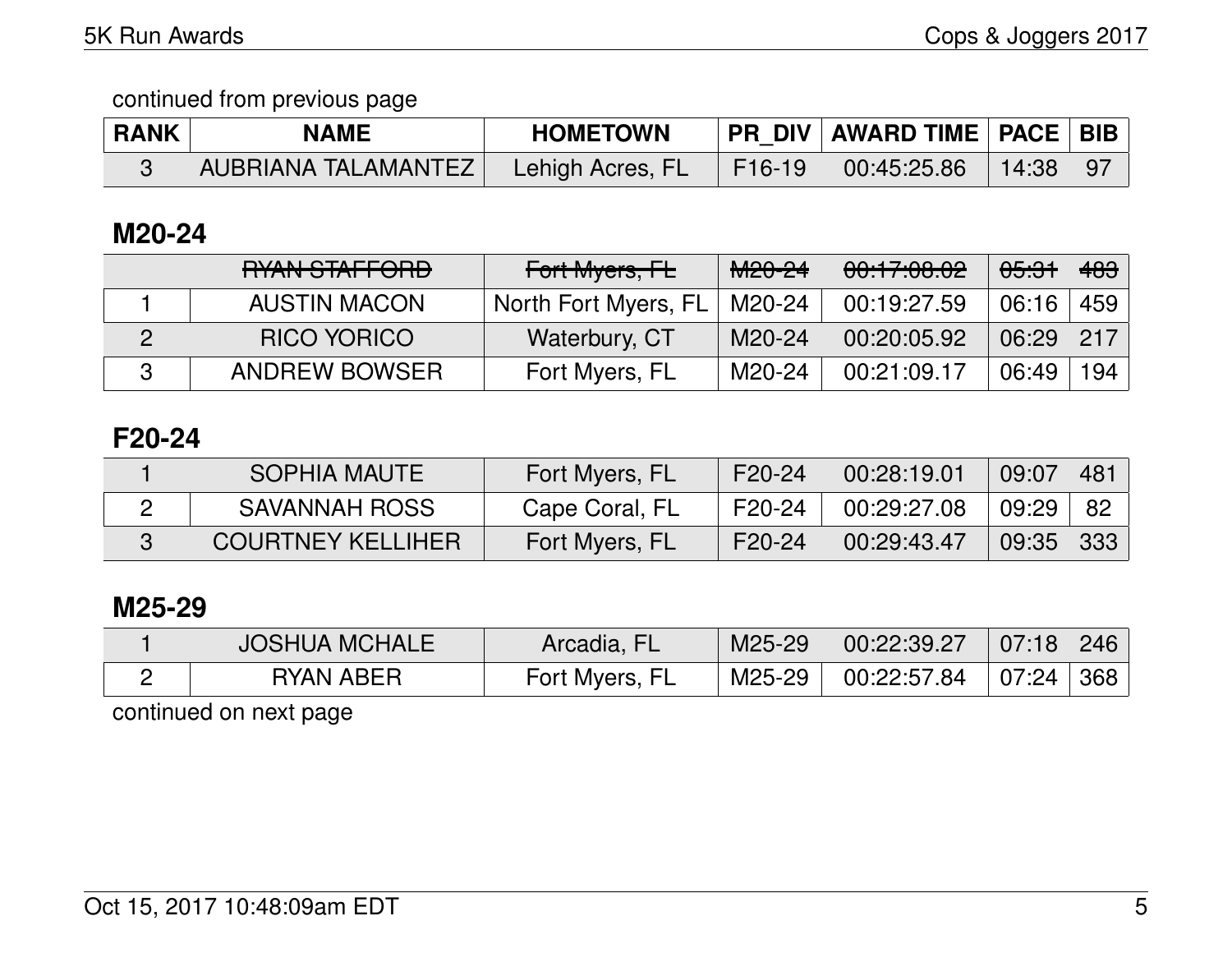continued from previous page

| RANK | NAME | HOMETOWN | PR_DIV | AWARD TIME | PACE | BIB |
|---|---|---|---|---|---|---|
| 3 | AUBRIANA TALAMANTEZ | Lehigh Acres, FL | F16-19 | 00:45:25.86 | 14:38 | 97 |

## M20-24

| RANK | NAME | HOMETOWN | PR_DIV | AWARD TIME | PACE | BIB |
|---|---|---|---|---|---|---|
| | ~~RYAN STAFFORD~~ | ~~Fort Myers, FL~~ | ~~M20-24~~ | ~~00:17:08.02~~ | ~~05:31~~ | ~~483~~ |
| 1 | AUSTIN MACON | North Fort Myers, FL | M20-24 | 00:19:27.59 | 06:16 | 459 |
| 2 | RICO YORICO | Waterbury, CT | M20-24 | 00:20:05.92 | 06:29 | 217 |
| 3 | ANDREW BOWSER | Fort Myers, FL | M20-24 | 00:21:09.17 | 06:49 | 194 |

## F20-24

| RANK | NAME | HOMETOWN | PR_DIV | AWARD TIME | PACE | BIB |
|---|---|---|---|---|---|---|
| 1 | SOPHIA MAUTE | Fort Myers, FL | F20-24 | 00:28:19.01 | 09:07 | 481 |
| 2 | SAVANNAH ROSS | Cape Coral, FL | F20-24 | 00:29:27.08 | 09:29 | 82 |
| 3 | COURTNEY KELLIHER | Fort Myers, FL | F20-24 | 00:29:43.47 | 09:35 | 333 |

## M25-29

| RANK | NAME | HOMETOWN | PR_DIV | AWARD TIME | PACE | BIB |
|---|---|---|---|---|---|---|
| 1 | JOSHUA MCHALE | Arcadia, FL | M25-29 | 00:22:39.27 | 07:18 | 246 |
| 2 | RYAN ABER | Fort Myers, FL | M25-29 | 00:22:57.84 | 07:24 | 368 |

continued on next page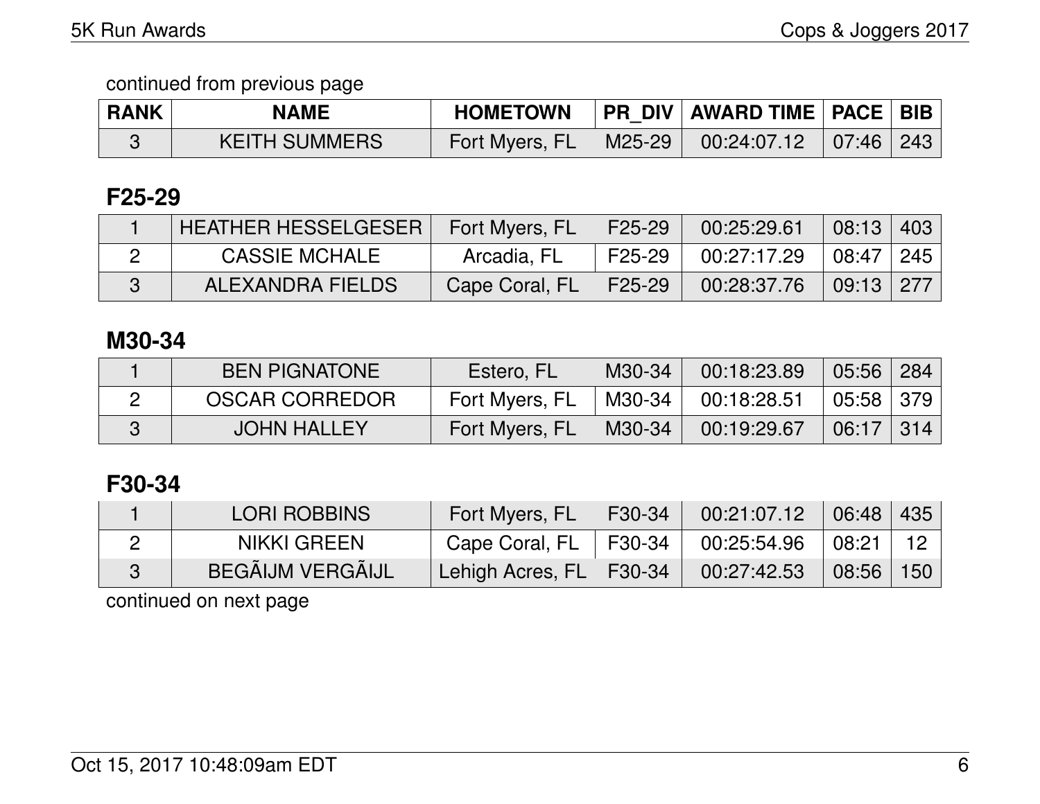continued from previous page

| RANK | NAME | HOMETOWN | PR_DIV | AWARD TIME | PACE | BIB |
|---|---|---|---|---|---|---|
| 3 | KEITH SUMMERS | Fort Myers, FL | M25-29 | 00:24:07.12 | 07:46 | 243 |

## F25-29

| RANK | NAME | HOMETOWN | PR_DIV | AWARD TIME | PACE | BIB |
|---|---|---|---|---|---|---|
| 1 | HEATHER HESSELGESER | Fort Myers, FL | F25-29 | 00:25:29.61 | 08:13 | 403 |
| 2 | CASSIE MCHALE | Arcadia, FL | F25-29 | 00:27:17.29 | 08:47 | 245 |
| 3 | ALEXANDRA FIELDS | Cape Coral, FL | F25-29 | 00:28:37.76 | 09:13 | 277 |

## M30-34

| RANK | NAME | HOMETOWN | PR_DIV | AWARD TIME | PACE | BIB |
|---|---|---|---|---|---|---|
| 1 | BEN PIGNATONE | Estero, FL | M30-34 | 00:18:23.89 | 05:56 | 284 |
| 2 | OSCAR CORREDOR | Fort Myers, FL | M30-34 | 00:18:28.51 | 05:58 | 379 |
| 3 | JOHN HALLEY | Fort Myers, FL | M30-34 | 00:19:29.67 | 06:17 | 314 |

## F30-34

| RANK | NAME | HOMETOWN | PR_DIV | AWARD TIME | PACE | BIB |
|---|---|---|---|---|---|---|
| 1 | LORI ROBBINS | Fort Myers, FL | F30-34 | 00:21:07.12 | 06:48 | 435 |
| 2 | NIKKI GREEN | Cape Coral, FL | F30-34 | 00:25:54.96 | 08:21 | 12 |
| 3 | BEGÃIJM VERGÃIJL | Lehigh Acres, FL | F30-34 | 00:27:42.53 | 08:56 | 150 |

continued on next page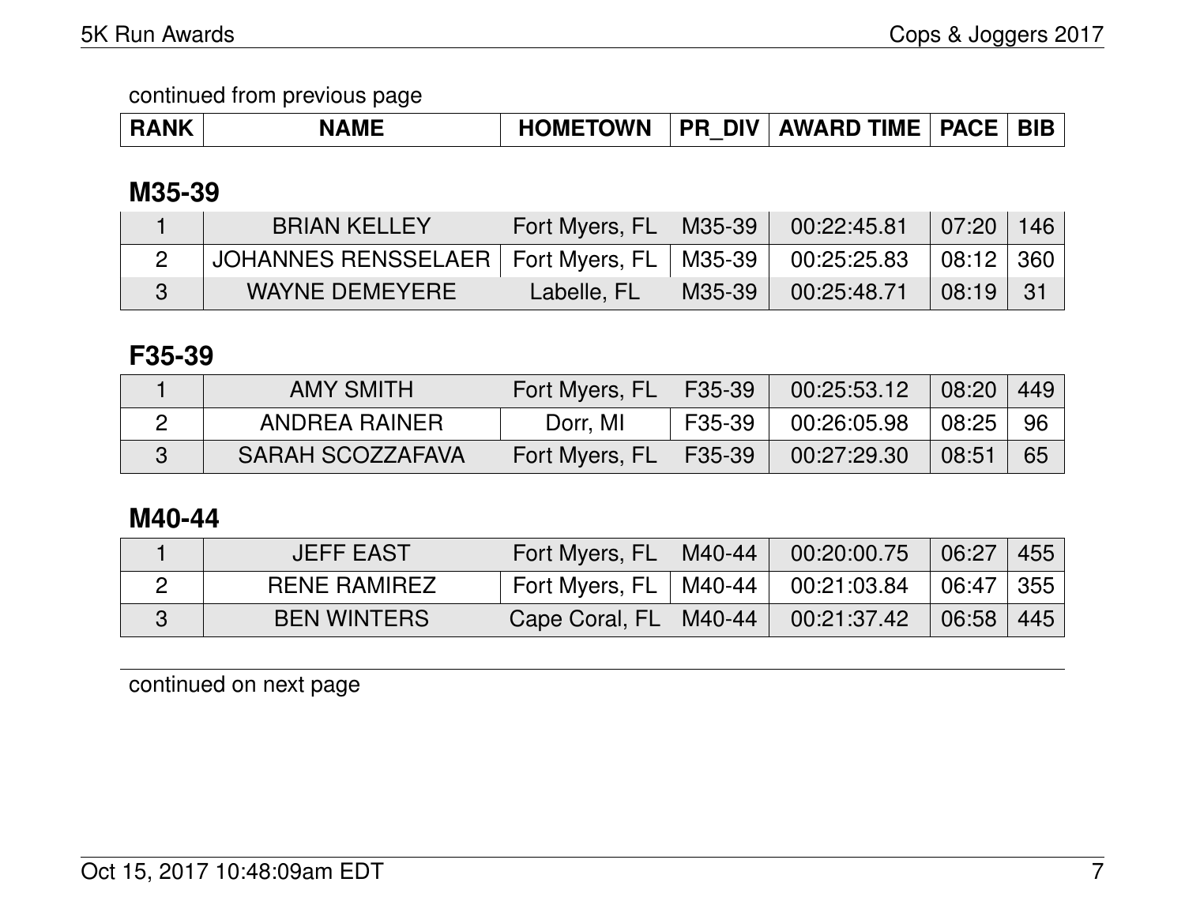continued from previous page

| RANK | NAME | HOMETOWN | PR_DIV | AWARD TIME | PACE | BIB |
|---|---|---|---|---|---|---|

### M35-39

| RANK | NAME | HOMETOWN | PR_DIV | AWARD TIME | PACE | BIB |
|---|---|---|---|---|---|---|
| 1 | BRIAN KELLEY | Fort Myers, FL | M35-39 | 00:22:45.81 | 07:20 | 146 |
| 2 | JOHANNES RENSSELAER | Fort Myers, FL | M35-39 | 00:25:25.83 | 08:12 | 360 |
| 3 | WAYNE DEMEYERE | Labelle, FL | M35-39 | 00:25:48.71 | 08:19 | 31 |

### F35-39

| RANK | NAME | HOMETOWN | PR_DIV | AWARD TIME | PACE | BIB |
|---|---|---|---|---|---|---|
| 1 | AMY SMITH | Fort Myers, FL | F35-39 | 00:25:53.12 | 08:20 | 449 |
| 2 | ANDREA RAINER | Dorr, MI | F35-39 | 00:26:05.98 | 08:25 | 96 |
| 3 | SARAH SCOZZAFAVA | Fort Myers, FL | F35-39 | 00:27:29.30 | 08:51 | 65 |

### M40-44

| RANK | NAME | HOMETOWN | PR_DIV | AWARD TIME | PACE | BIB |
|---|---|---|---|---|---|---|
| 1 | JEFF EAST | Fort Myers, FL | M40-44 | 00:20:00.75 | 06:27 | 455 |
| 2 | RENE RAMIREZ | Fort Myers, FL | M40-44 | 00:21:03.84 | 06:47 | 355 |
| 3 | BEN WINTERS | Cape Coral, FL | M40-44 | 00:21:37.42 | 06:58 | 445 |

continued on next page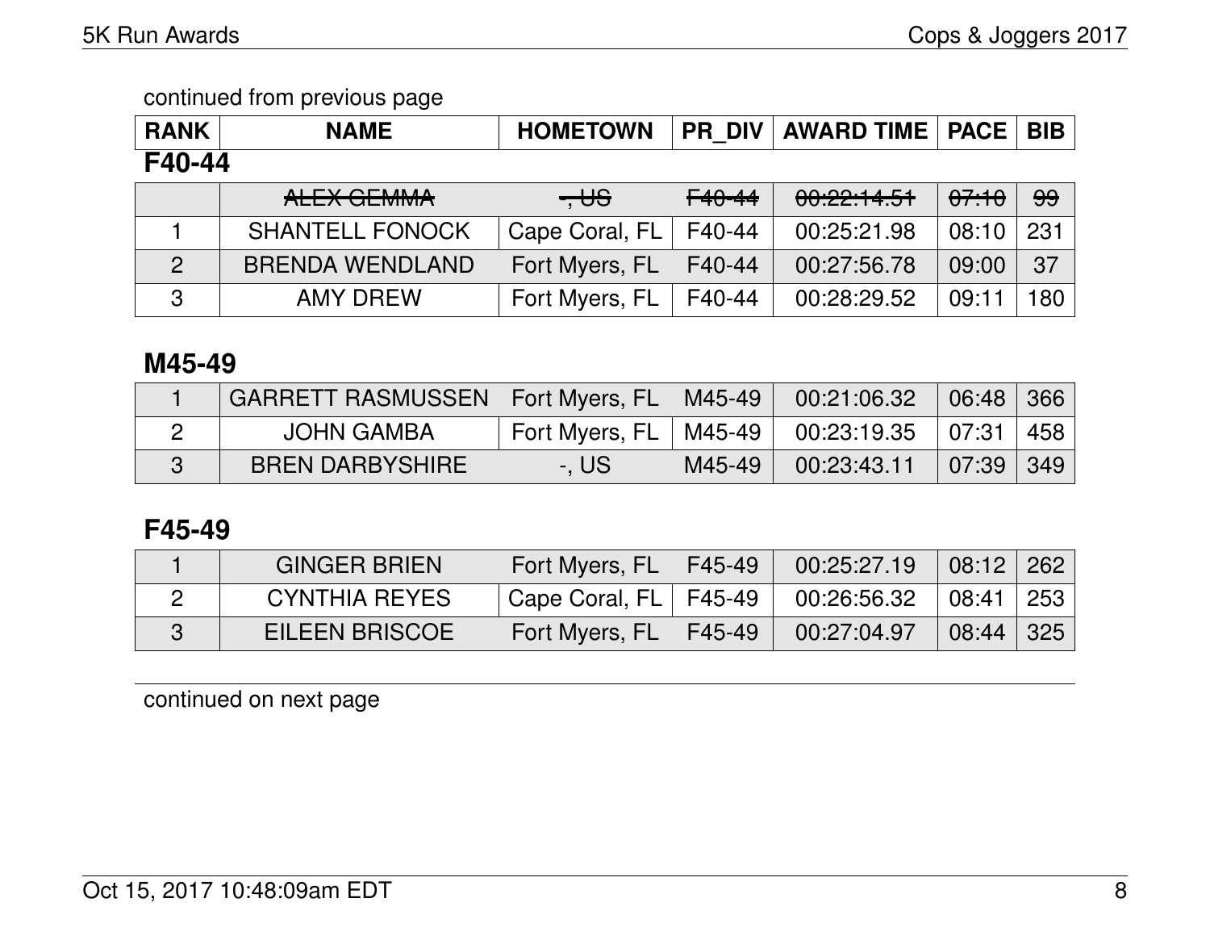continued from previous page

| RANK | NAME | HOMETOWN | PR_DIV | AWARD TIME | PACE | BIB |
|---|---|---|---|---|---|---|

### F40-44

| RANK | NAME | HOMETOWN | PR_DIV | AWARD TIME | PACE | BIB |
|---|---|---|---|---|---|---|
| | ~~ALEX GEMMA~~ | ~~-, US~~ | ~~F40-44~~ | ~~00:22:14.51~~ | ~~07:10~~ | ~~99~~ |
| 1 | SHANTELL FONOCK | Cape Coral, FL | F40-44 | 00:25:21.98 | 08:10 | 231 |
| 2 | BRENDA WENDLAND | Fort Myers, FL | F40-44 | 00:27:56.78 | 09:00 | 37 |
| 3 | AMY DREW | Fort Myers, FL | F40-44 | 00:28:29.52 | 09:11 | 180 |

### M45-49

| RANK | NAME | HOMETOWN | PR_DIV | AWARD TIME | PACE | BIB |
|---|---|---|---|---|---|---|
| 1 | GARRETT RASMUSSEN | Fort Myers, FL | M45-49 | 00:21:06.32 | 06:48 | 366 |
| 2 | JOHN GAMBA | Fort Myers, FL | M45-49 | 00:23:19.35 | 07:31 | 458 |
| 3 | BREN DARBYSHIRE | -, US | M45-49 | 00:23:43.11 | 07:39 | 349 |

### F45-49

| RANK | NAME | HOMETOWN | PR_DIV | AWARD TIME | PACE | BIB |
|---|---|---|---|---|---|---|
| 1 | GINGER BRIEN | Fort Myers, FL | F45-49 | 00:25:27.19 | 08:12 | 262 |
| 2 | CYNTHIA REYES | Cape Coral, FL | F45-49 | 00:26:56.32 | 08:41 | 253 |
| 3 | EILEEN BRISCOE | Fort Myers, FL | F45-49 | 00:27:04.97 | 08:44 | 325 |

continued on next page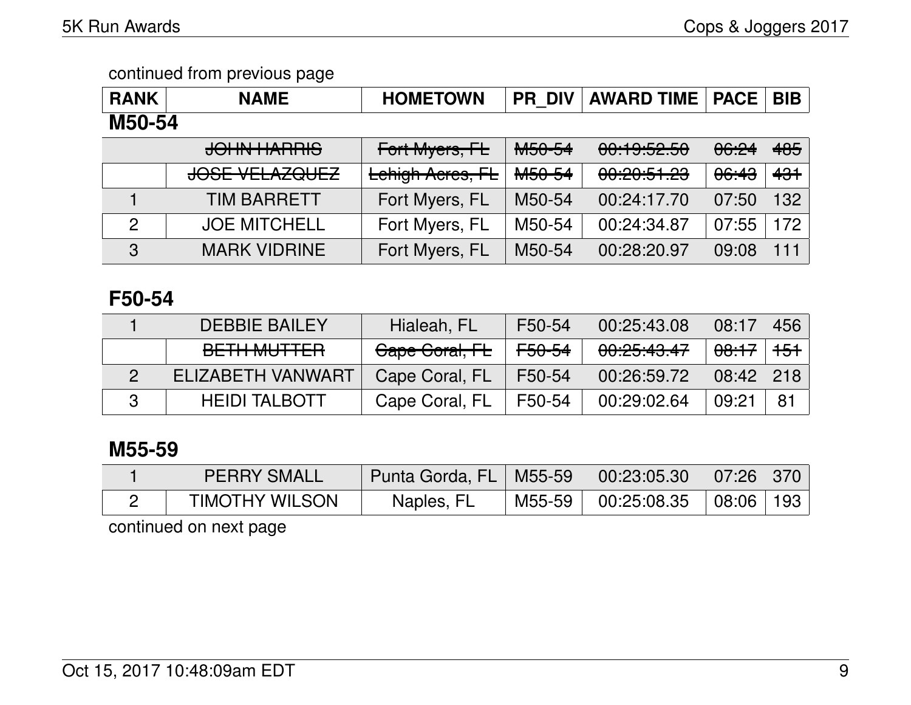continued from previous page

| RANK | NAME | HOMETOWN | PR_DIV | AWARD TIME | PACE | BIB |
|---|---|---|---|---|---|---|
| **M50-54** | | | | | | |
| | ~~JOHN HARRIS~~ | ~~Fort Myers, FL~~ | ~~M50-54~~ | ~~00:19:52.50~~ | ~~06:24~~ | ~~485~~ |
| | ~~JOSE VELAZQUEZ~~ | ~~Lehigh Acres, FL~~ | ~~M50-54~~ | ~~00:20:51.23~~ | ~~06:43~~ | ~~431~~ |
| 1 | TIM BARRETT | Fort Myers, FL | M50-54 | 00:24:17.70 | 07:50 | 132 |
| 2 | JOE MITCHELL | Fort Myers, FL | M50-54 | 00:24:34.87 | 07:55 | 172 |
| 3 | MARK VIDRINE | Fort Myers, FL | M50-54 | 00:28:20.97 | 09:08 | 111 |

## F50-54

| RANK | NAME | HOMETOWN | PR_DIV | AWARD TIME | PACE | BIB |
|---|---|---|---|---|---|---|
| 1 | DEBBIE BAILEY | Hialeah, FL | F50-54 | 00:25:43.08 | 08:17 | 456 |
| | ~~BETH MUTTER~~ | ~~Cape Coral, FL~~ | ~~F50-54~~ | ~~00:25:43.47~~ | ~~08:17~~ | ~~151~~ |
| 2 | ELIZABETH VANWART | Cape Coral, FL | F50-54 | 00:26:59.72 | 08:42 | 218 |
| 3 | HEIDI TALBOTT | Cape Coral, FL | F50-54 | 00:29:02.64 | 09:21 | 81 |

## M55-59

| RANK | NAME | HOMETOWN | PR_DIV | AWARD TIME | PACE | BIB |
|---|---|---|---|---|---|---|
| 1 | PERRY SMALL | Punta Gorda, FL | M55-59 | 00:23:05.30 | 07:26 | 370 |
| 2 | TIMOTHY WILSON | Naples, FL | M55-59 | 00:25:08.35 | 08:06 | 193 |

continued on next page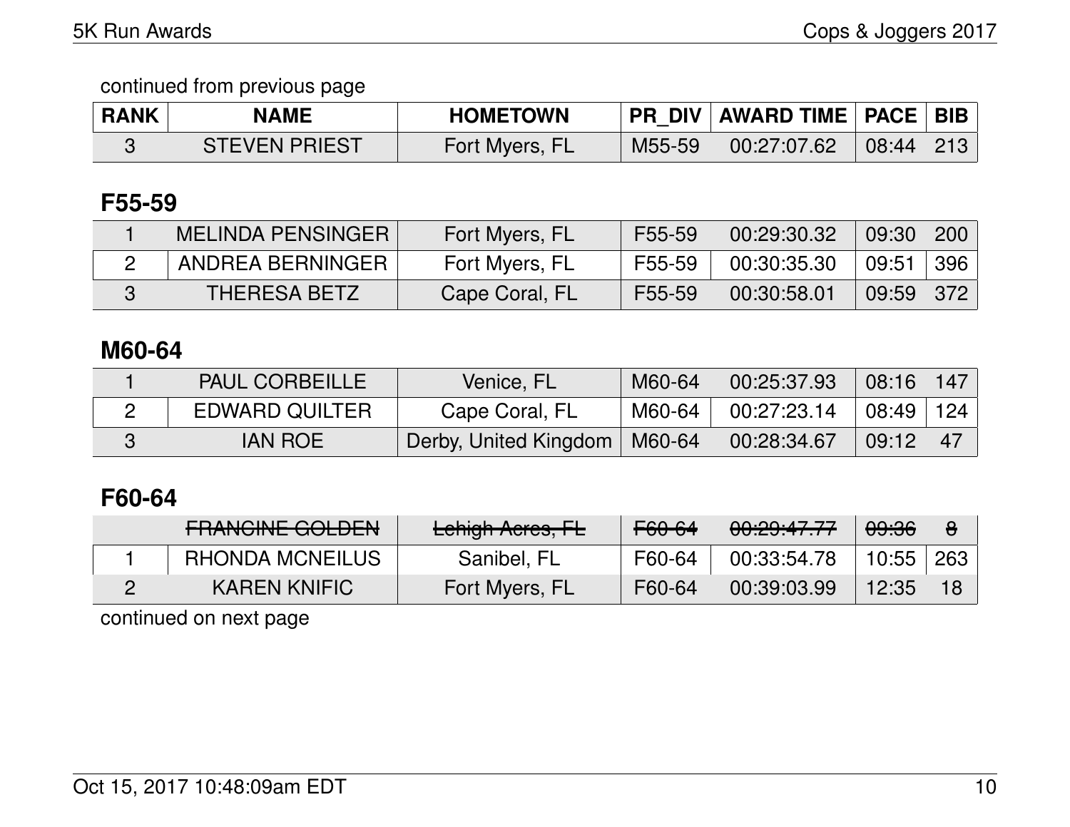continued from previous page

| RANK | NAME | HOMETOWN | PR_DIV | AWARD TIME | PACE | BIB |
|---|---|---|---|---|---|---|
| 3 | STEVEN PRIEST | Fort Myers, FL | M55-59 | 00:27:07.62 | 08:44 | 213 |

## F55-59

| RANK | NAME | HOMETOWN | PR_DIV | AWARD TIME | PACE | BIB |
|---|---|---|---|---|---|---|
| 1 | MELINDA PENSINGER | Fort Myers, FL | F55-59 | 00:29:30.32 | 09:30 | 200 |
| 2 | ANDREA BERNINGER | Fort Myers, FL | F55-59 | 00:30:35.30 | 09:51 | 396 |
| 3 | THERESA BETZ | Cape Coral, FL | F55-59 | 00:30:58.01 | 09:59 | 372 |

## M60-64

| RANK | NAME | HOMETOWN | PR_DIV | AWARD TIME | PACE | BIB |
|---|---|---|---|---|---|---|
| 1 | PAUL CORBEILLE | Venice, FL | M60-64 | 00:25:37.93 | 08:16 | 147 |
| 2 | EDWARD QUILTER | Cape Coral, FL | M60-64 | 00:27:23.14 | 08:49 | 124 |
| 3 | IAN ROE | Derby, United Kingdom | M60-64 | 00:28:34.67 | 09:12 | 47 |

## F60-64

| RANK | NAME | HOMETOWN | PR_DIV | AWARD TIME | PACE | BIB |
|---|---|---|---|---|---|---|
| | ~~FRANCINE GOLDEN~~ | ~~Lehigh Acres, FL~~ | ~~F60-64~~ | ~~00:29:47.77~~ | ~~09:36~~ | ~~8~~ |
| 1 | RHONDA MCNEILUS | Sanibel, FL | F60-64 | 00:33:54.78 | 10:55 | 263 |
| 2 | KAREN KNIFIC | Fort Myers, FL | F60-64 | 00:39:03.99 | 12:35 | 18 |

continued on next page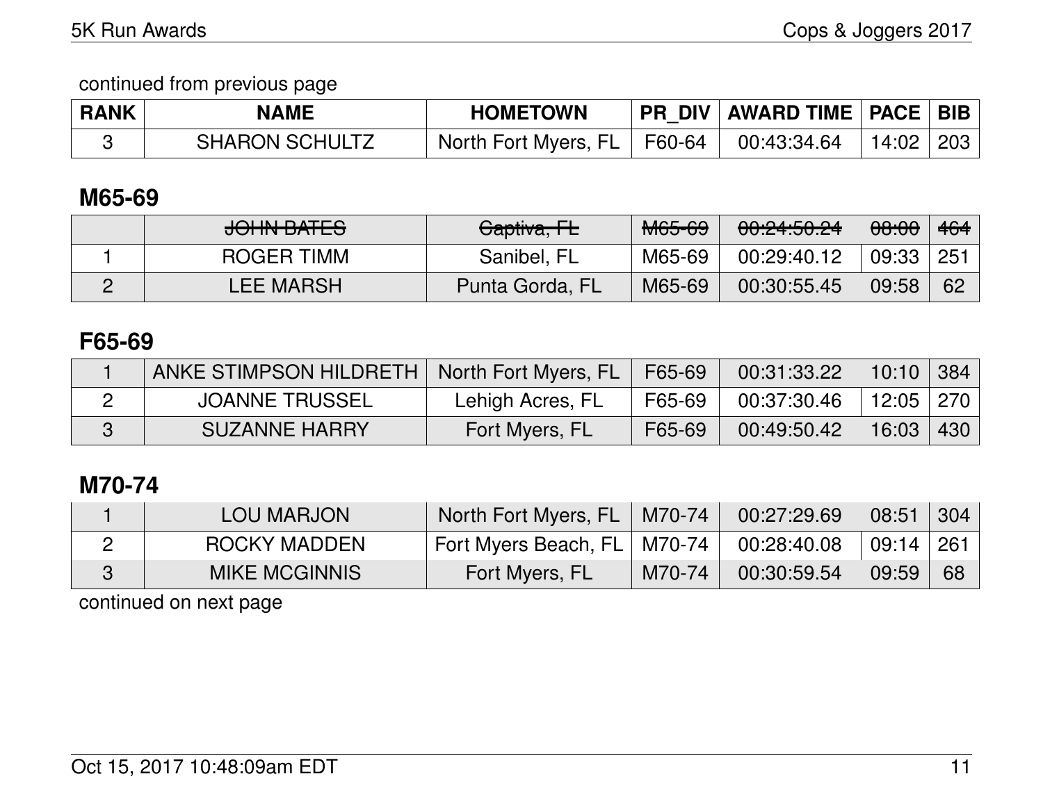continued from previous page

| RANK | NAME | HOMETOWN | PR_DIV | AWARD TIME | PACE | BIB |
|---|---|---|---|---|---|---|
| 3 | SHARON SCHULTZ | North Fort Myers, FL | F60-64 | 00:43:34.64 | 14:02 | 203 |

## M65-69

| RANK | NAME | HOMETOWN | PR_DIV | AWARD TIME | PACE | BIB |
|---|---|---|---|---|---|---|
| | ~~JOHN BATES~~ | ~~Captiva, FL~~ | ~~M65-69~~ | ~~00:24:50.24~~ | ~~08:00~~ | ~~464~~ |
| 1 | ROGER TIMM | Sanibel, FL | M65-69 | 00:29:40.12 | 09:33 | 251 |
| 2 | LEE MARSH | Punta Gorda, FL | M65-69 | 00:30:55.45 | 09:58 | 62 |

## F65-69

| RANK | NAME | HOMETOWN | PR_DIV | AWARD TIME | PACE | BIB |
|---|---|---|---|---|---|---|
| 1 | ANKE STIMPSON HILDRETH | North Fort Myers, FL | F65-69 | 00:31:33.22 | 10:10 | 384 |
| 2 | JOANNE TRUSSEL | Lehigh Acres, FL | F65-69 | 00:37:30.46 | 12:05 | 270 |
| 3 | SUZANNE HARRY | Fort Myers, FL | F65-69 | 00:49:50.42 | 16:03 | 430 |

## M70-74

| RANK | NAME | HOMETOWN | PR_DIV | AWARD TIME | PACE | BIB |
|---|---|---|---|---|---|---|
| 1 | LOU MARJON | North Fort Myers, FL | M70-74 | 00:27:29.69 | 08:51 | 304 |
| 2 | ROCKY MADDEN | Fort Myers Beach, FL | M70-74 | 00:28:40.08 | 09:14 | 261 |
| 3 | MIKE MCGINNIS | Fort Myers, FL | M70-74 | 00:30:59.54 | 09:59 | 68 |

continued on next page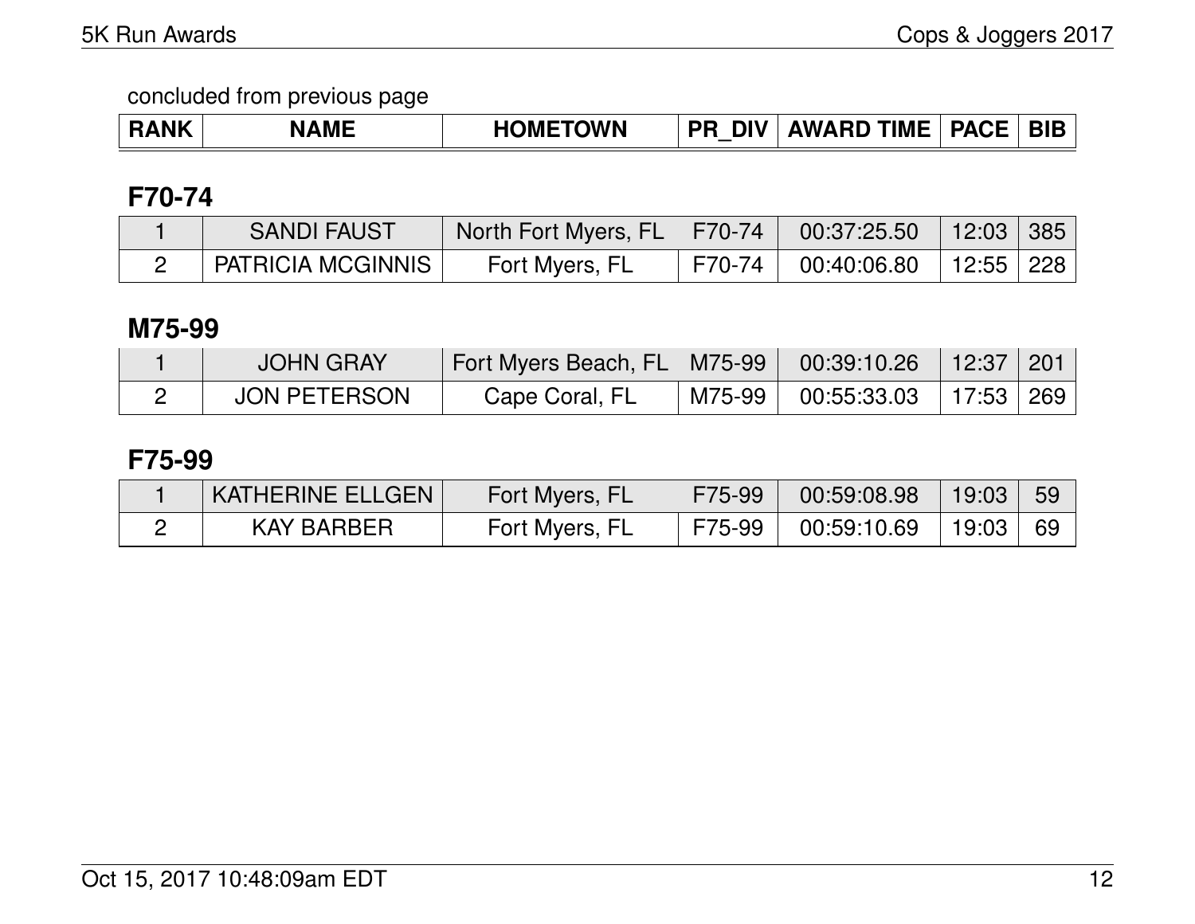concluded from previous page

| RANK | NAME | HOMETOWN | PR_DIV | AWARD TIME | PACE | BIB |
|---|---|---|---|---|---|---|

## F70-74

| RANK | NAME | HOMETOWN | PR_DIV | AWARD TIME | PACE | BIB |
|---|---|---|---|---|---|---|
| 1 | SANDI FAUST | North Fort Myers, FL | F70-74 | 00:37:25.50 | 12:03 | 385 |
| 2 | PATRICIA MCGINNIS | Fort Myers, FL | F70-74 | 00:40:06.80 | 12:55 | 228 |

## M75-99

| RANK | NAME | HOMETOWN | PR_DIV | AWARD TIME | PACE | BIB |
|---|---|---|---|---|---|---|
| 1 | JOHN GRAY | Fort Myers Beach, FL | M75-99 | 00:39:10.26 | 12:37 | 201 |
| 2 | JON PETERSON | Cape Coral, FL | M75-99 | 00:55:33.03 | 17:53 | 269 |

## F75-99

| RANK | NAME | HOMETOWN | PR_DIV | AWARD TIME | PACE | BIB |
|---|---|---|---|---|---|---|
| 1 | KATHERINE ELLGEN | Fort Myers, FL | F75-99 | 00:59:08.98 | 19:03 | 59 |
| 2 | KAY BARBER | Fort Myers, FL | F75-99 | 00:59:10.69 | 19:03 | 69 |